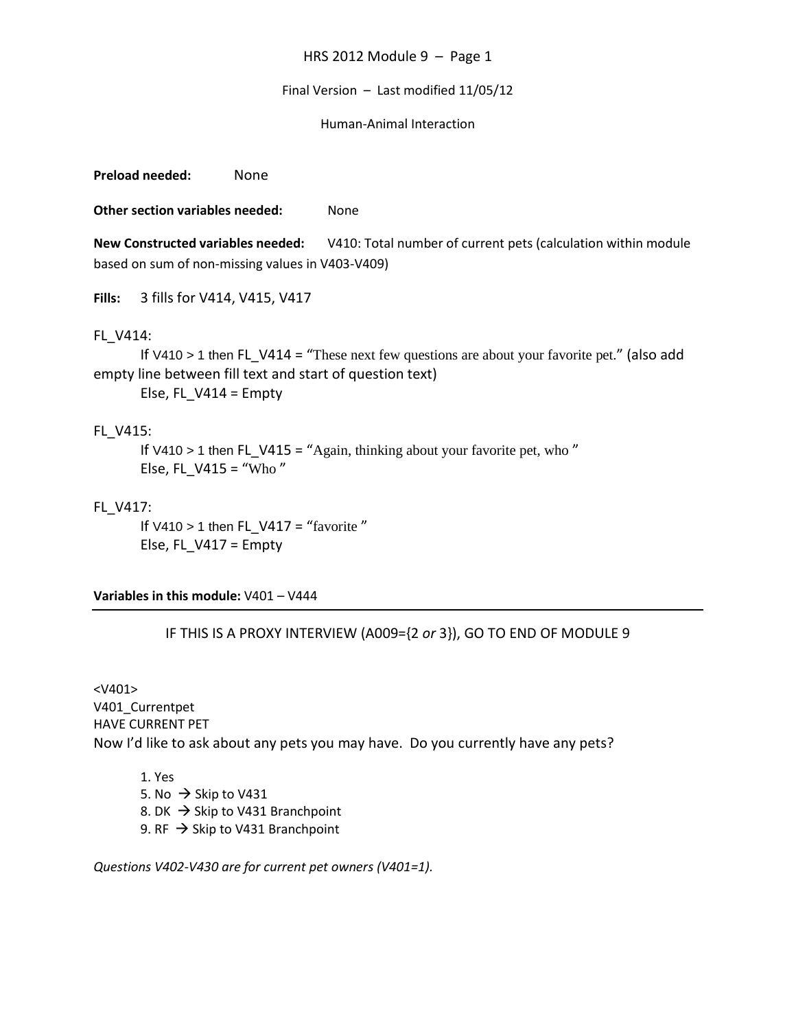HRS 2012 Module 9 – Page 1

Final Version – Last modified 11/05/12

Human-Animal Interaction

**Preload needed:** None

**Other section variables needed:** None

**New Constructed variables needed:** V410: Total number of current pets (calculation within module based on sum of non-missing values in V403-V409)

**Fills:** 3 fills for V414, V415, V417

FL_V414:

If V410 > 1 then FL_V414 = "These next few questions are about your favorite pet." (also add empty line between fill text and start of question text)

Else, FL_V414 = Empty

FL_V415:

If V410 > 1 then FL_V415 = "Again, thinking about your favorite pet, who "

Else, FL_V415 = "Who "

FL_V417:

If V410 > 1 then FL_V417 = "favorite "

Else, FL_V417 = Empty

**Variables in this module:** V401 – V444

---

IF THIS IS A PROXY INTERVIEW (A009={2 *or* 3}), GO TO END OF MODULE 9

<V401>
V401_Currentpet
HAVE CURRENT PET
Now I'd like to ask about any pets you may have. Do you currently have any pets?

1. Yes
5. No → Skip to V431
8. DK → Skip to V431 Branchpoint
9. RF → Skip to V431 Branchpoint

*Questions V402-V430 are for current pet owners (V401=1).*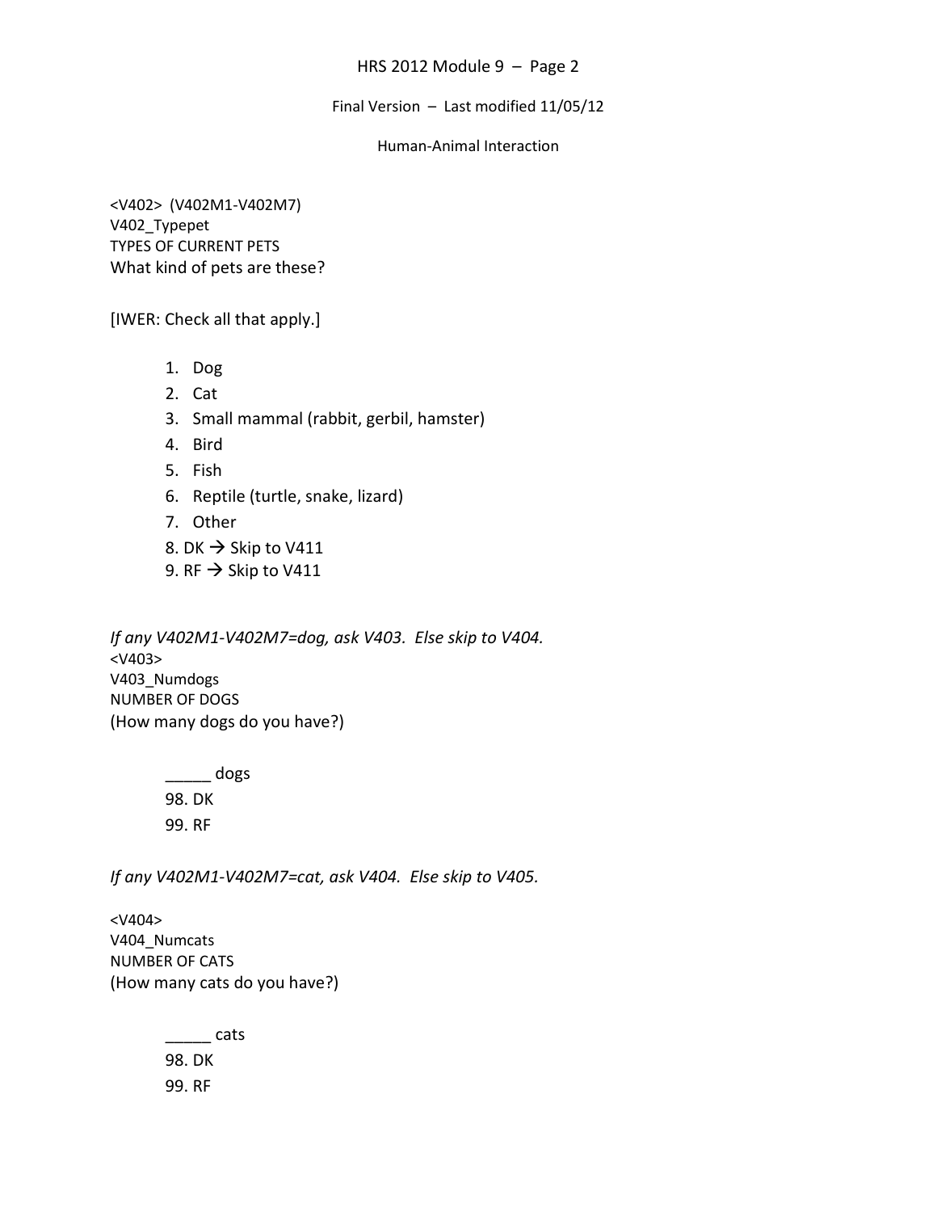<V402>  (V402M1-V402M7)
V402_Typepet
TYPES OF CURRENT PETS
What kind of pets are these?

[IWER: Check all that apply.]

1. Dog
2. Cat
3. Small mammal (rabbit, gerbil, hamster)
4. Bird
5. Fish
6. Reptile (turtle, snake, lizard)
7. Other
8. DK → Skip to V411
9. RF → Skip to V411

*If any V402M1-V402M7=dog, ask V403.  Else skip to V404.*
<V403>
V403_Numdogs
NUMBER OF DOGS
(How many dogs do you have?)

_____ dogs
98. DK
99. RF

*If any V402M1-V402M7=cat, ask V404.  Else skip to V405.*

<V404>
V404_Numcats
NUMBER OF CATS
(How many cats do you have?)

_____ cats
98. DK
99. RF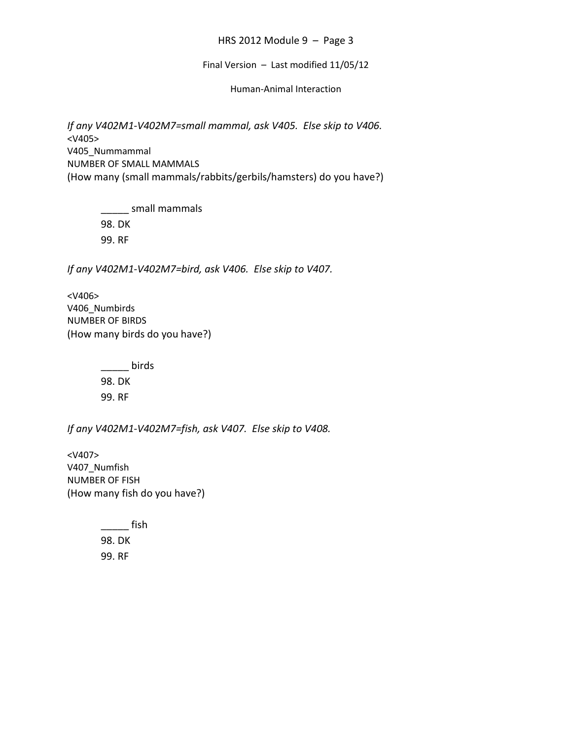*If any V402M1-V402M7=small mammal, ask V405. Else skip to V406.*

<V405>
V405_Nummammal
NUMBER OF SMALL MAMMALS
(How many (small mammals/rabbits/gerbils/hamsters) do you have?)

_____ small mammals
98. DK
99. RF

*If any V402M1-V402M7=bird, ask V406. Else skip to V407.*

<V406>
V406_Numbirds
NUMBER OF BIRDS
(How many birds do you have?)

_____ birds
98. DK
99. RF

*If any V402M1-V402M7=fish, ask V407. Else skip to V408.*

<V407>
V407_Numfish
NUMBER OF FISH
(How many fish do you have?)

_____ fish
98. DK
99. RF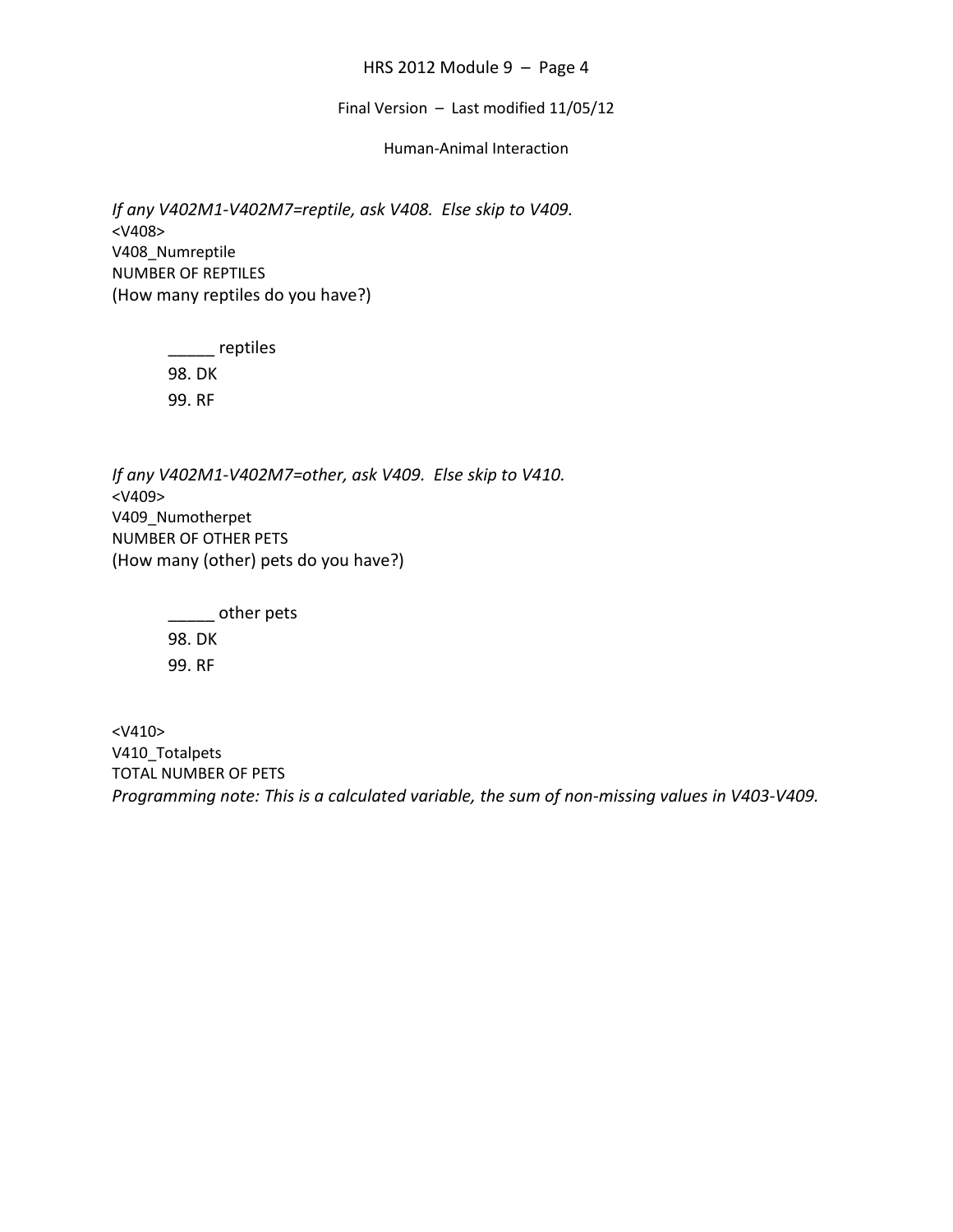*If any V402M1-V402M7=reptile, ask V408. Else skip to V409.*
<V408>
V408_Numreptile
NUMBER OF REPTILES
(How many reptiles do you have?)

_____ reptiles
98. DK
99. RF

*If any V402M1-V402M7=other, ask V409. Else skip to V410.*
<V409>
V409_Numotherpet
NUMBER OF OTHER PETS
(How many (other) pets do you have?)

_____ other pets
98. DK
99. RF

<V410>
V410_Totalpets
TOTAL NUMBER OF PETS
*Programming note: This is a calculated variable, the sum of non-missing values in V403-V409.*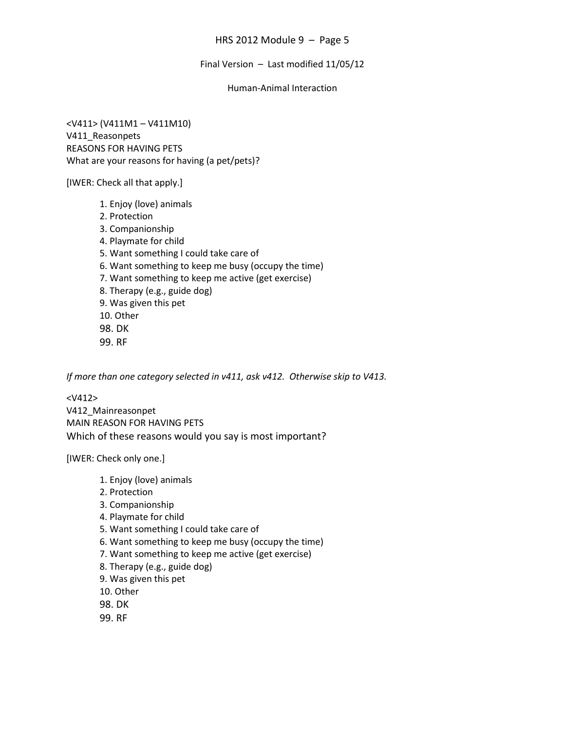<V411> (V411M1 – V411M10)
V411_Reasonpets
REASONS FOR HAVING PETS
What are your reasons for having (a pet/pets)?

[IWER: Check all that apply.]

1. Enjoy (love) animals
2. Protection
3. Companionship
4. Playmate for child
5. Want something I could take care of
6. Want something to keep me busy (occupy the time)
7. Want something to keep me active (get exercise)
8. Therapy (e.g., guide dog)
9. Was given this pet
10. Other
98. DK
99. RF

*If more than one category selected in v411, ask v412. Otherwise skip to V413.*

<V412>
V412_Mainreasonpet
MAIN REASON FOR HAVING PETS
Which of these reasons would you say is most important?

[IWER: Check only one.]

1. Enjoy (love) animals
2. Protection
3. Companionship
4. Playmate for child
5. Want something I could take care of
6. Want something to keep me busy (occupy the time)
7. Want something to keep me active (get exercise)
8. Therapy (e.g., guide dog)
9. Was given this pet
10. Other
98. DK
99. RF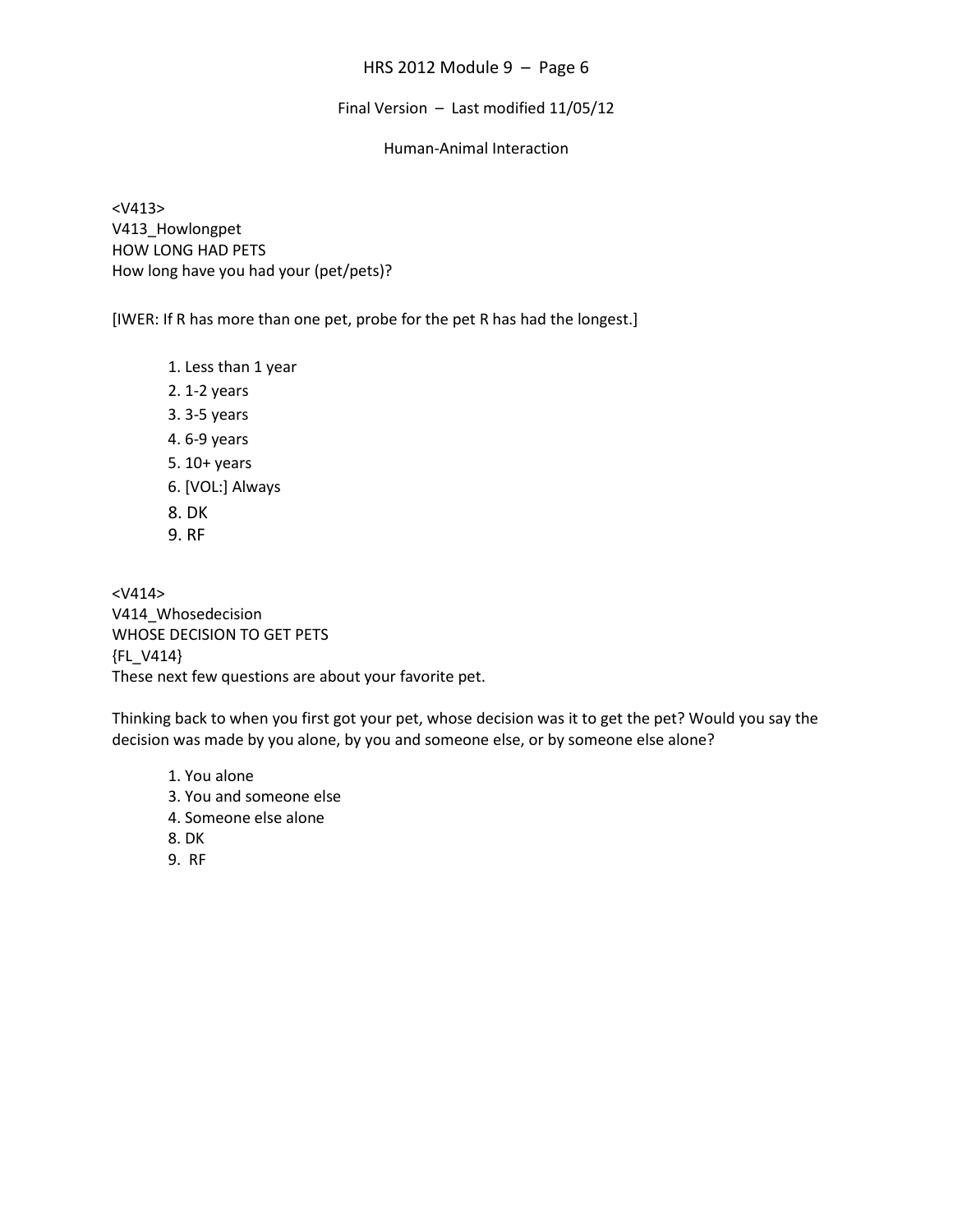<V413>
V413_Howlongpet
HOW LONG HAD PETS
How long have you had your (pet/pets)?

[IWER: If R has more than one pet, probe for the pet R has had the longest.]

1. Less than 1 year
2. 1-2 years
3. 3-5 years
4. 6-9 years
5. 10+ years
6. [VOL:] Always
8. DK
9. RF

<V414>
V414_Whosedecision
WHOSE DECISION TO GET PETS
{FL_V414}
These next few questions are about your favorite pet.

Thinking back to when you first got your pet, whose decision was it to get the pet? Would you say the decision was made by you alone, by you and someone else, or by someone else alone?

1. You alone
3. You and someone else
4. Someone else alone
8. DK
9. RF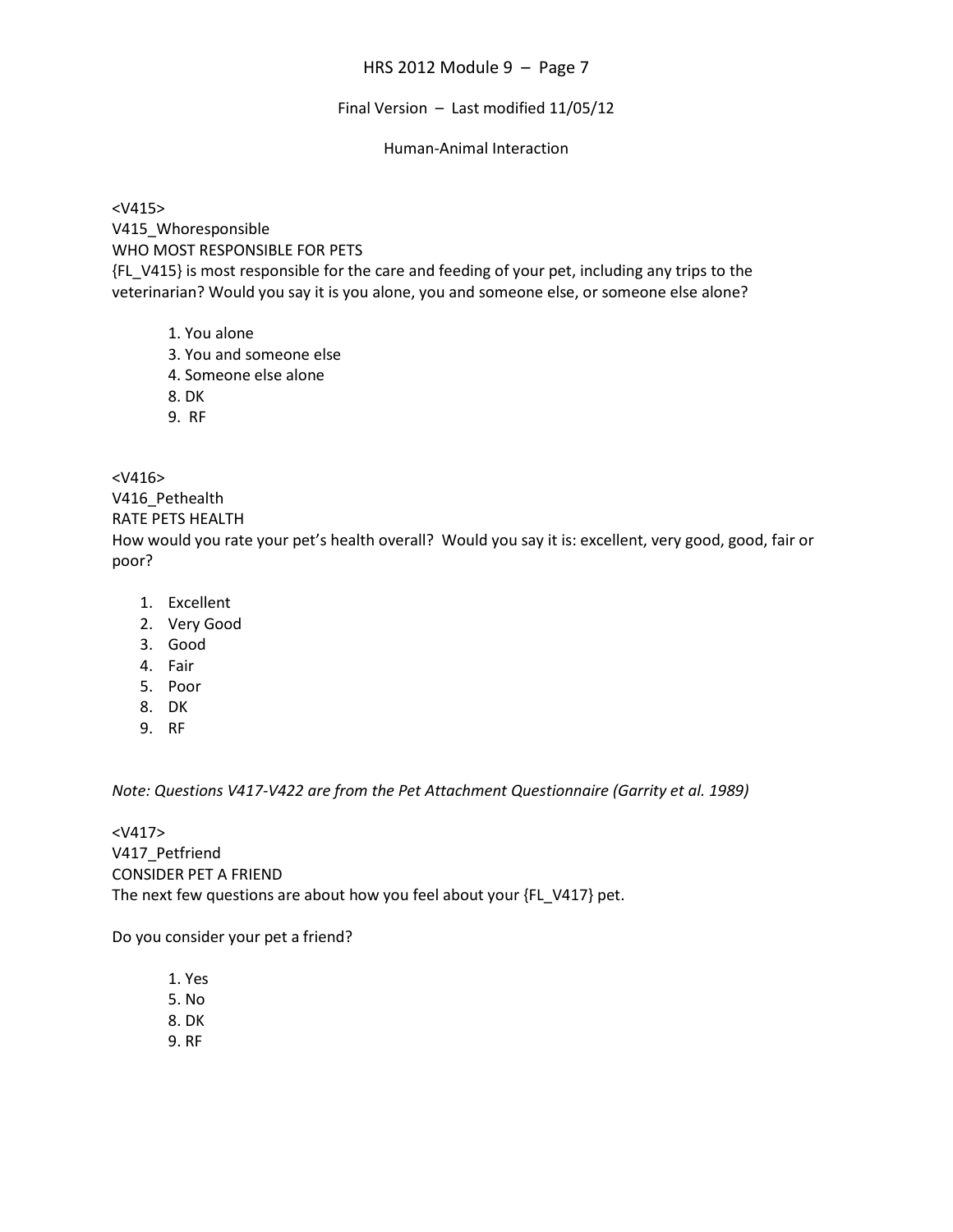<V415>
V415_Whoresponsible
WHO MOST RESPONSIBLE FOR PETS
{FL_V415} is most responsible for the care and feeding of your pet, including any trips to the veterinarian? Would you say it is you alone, you and someone else, or someone else alone?

1. You alone
3. You and someone else
4. Someone else alone
8. DK
9. RF

<V416>
V416_Pethealth
RATE PETS HEALTH
How would you rate your pet's health overall? Would you say it is: excellent, very good, good, fair or poor?

1. Excellent
2. Very Good
3. Good
4. Fair
5. Poor
8. DK
9. RF

*Note: Questions V417-V422 are from the Pet Attachment Questionnaire (Garrity et al. 1989)*

<V417>
V417_Petfriend
CONSIDER PET A FRIEND
The next few questions are about how you feel about your {FL_V417} pet.

Do you consider your pet a friend?

1. Yes
5. No
8. DK
9. RF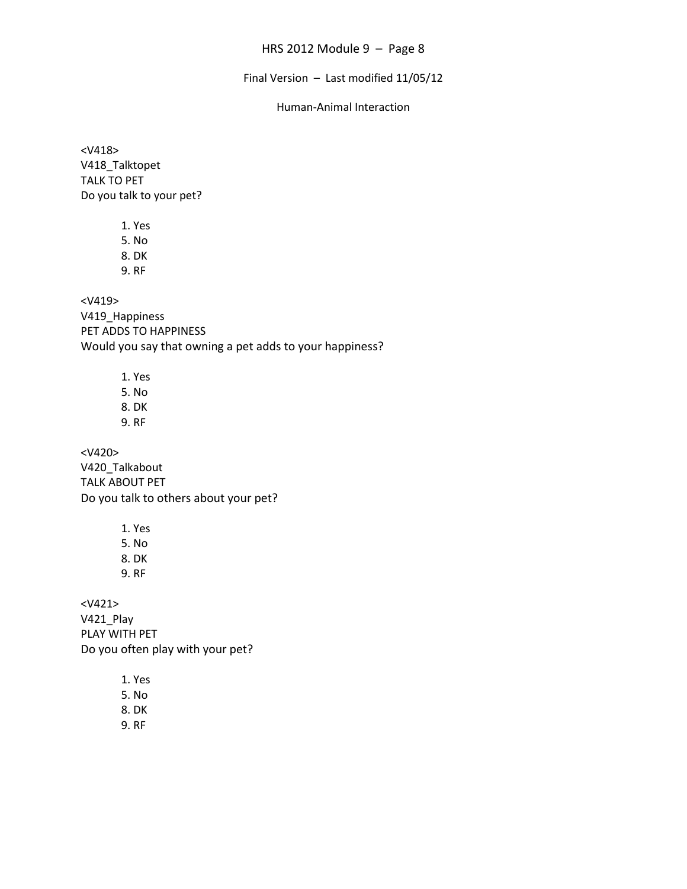<V418>
V418_Talktopet
TALK TO PET
Do you talk to your pet?

1. Yes
5. No
8. DK
9. RF

<V419>
V419_Happiness
PET ADDS TO HAPPINESS
Would you say that owning a pet adds to your happiness?

1. Yes
5. No
8. DK
9. RF

<V420>
V420_Talkabout
TALK ABOUT PET
Do you talk to others about your pet?

1. Yes
5. No
8. DK
9. RF

<V421>
V421_Play
PLAY WITH PET
Do you often play with your pet?

1. Yes
5. No
8. DK
9. RF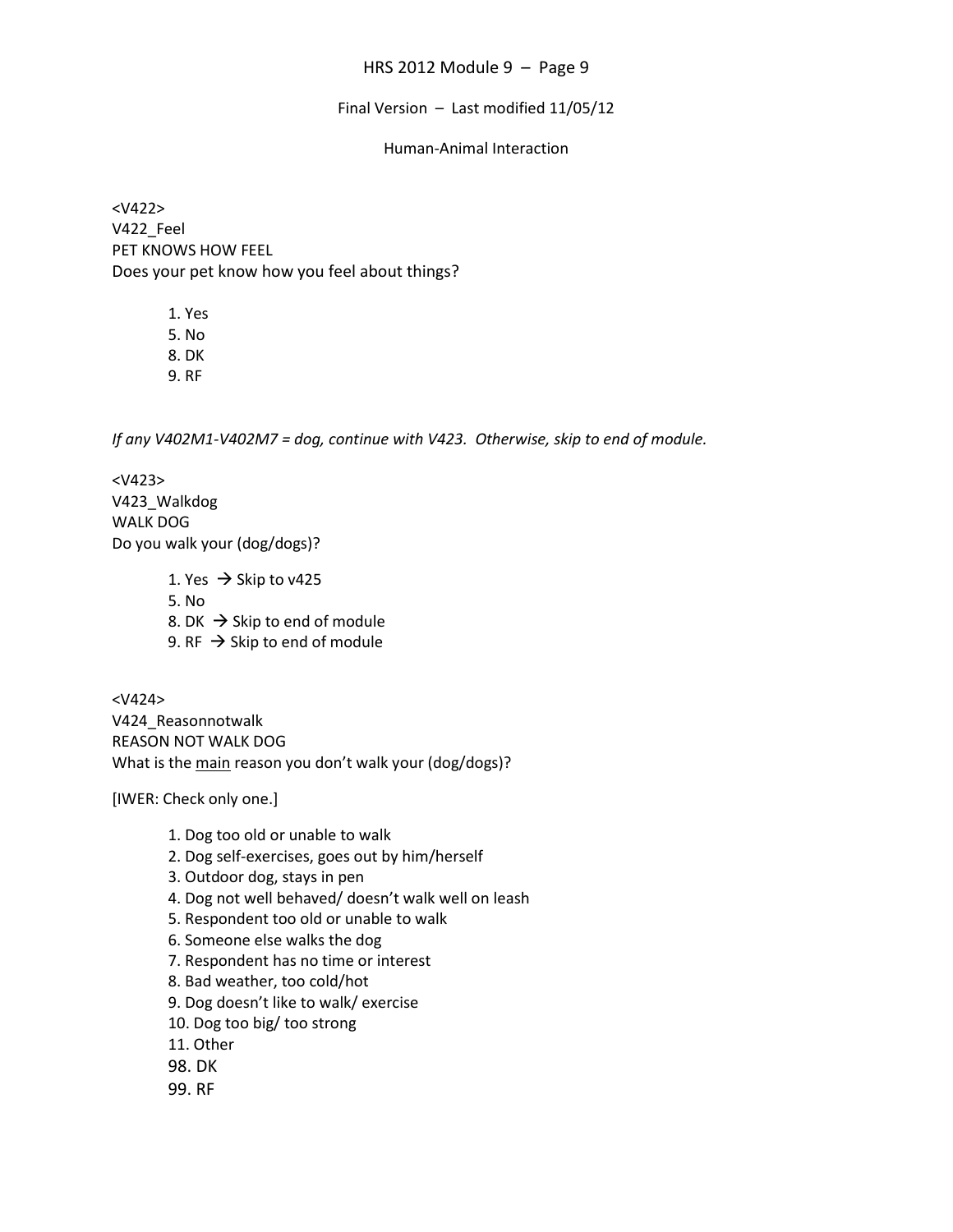<V422>
V422_Feel
PET KNOWS HOW FEEL
Does your pet know how you feel about things?

1. Yes
5. No
8. DK
9. RF

*If any V402M1-V402M7 = dog, continue with V423.  Otherwise, skip to end of module.*

<V423>
V423_Walkdog
WALK DOG
Do you walk your (dog/dogs)?

1. Yes → Skip to v425
5. No
8. DK → Skip to end of module
9. RF → Skip to end of module

<V424>
V424_Reasonnotwalk
REASON NOT WALK DOG
What is the <u>main</u> reason you don't walk your (dog/dogs)?

[IWER: Check only one.]

1. Dog too old or unable to walk
2. Dog self-exercises, goes out by him/herself
3. Outdoor dog, stays in pen
4. Dog not well behaved/ doesn't walk well on leash
5. Respondent too old or unable to walk
6. Someone else walks the dog
7. Respondent has no time or interest
8. Bad weather, too cold/hot
9. Dog doesn't like to walk/ exercise
10. Dog too big/ too strong
11. Other
98. DK
99. RF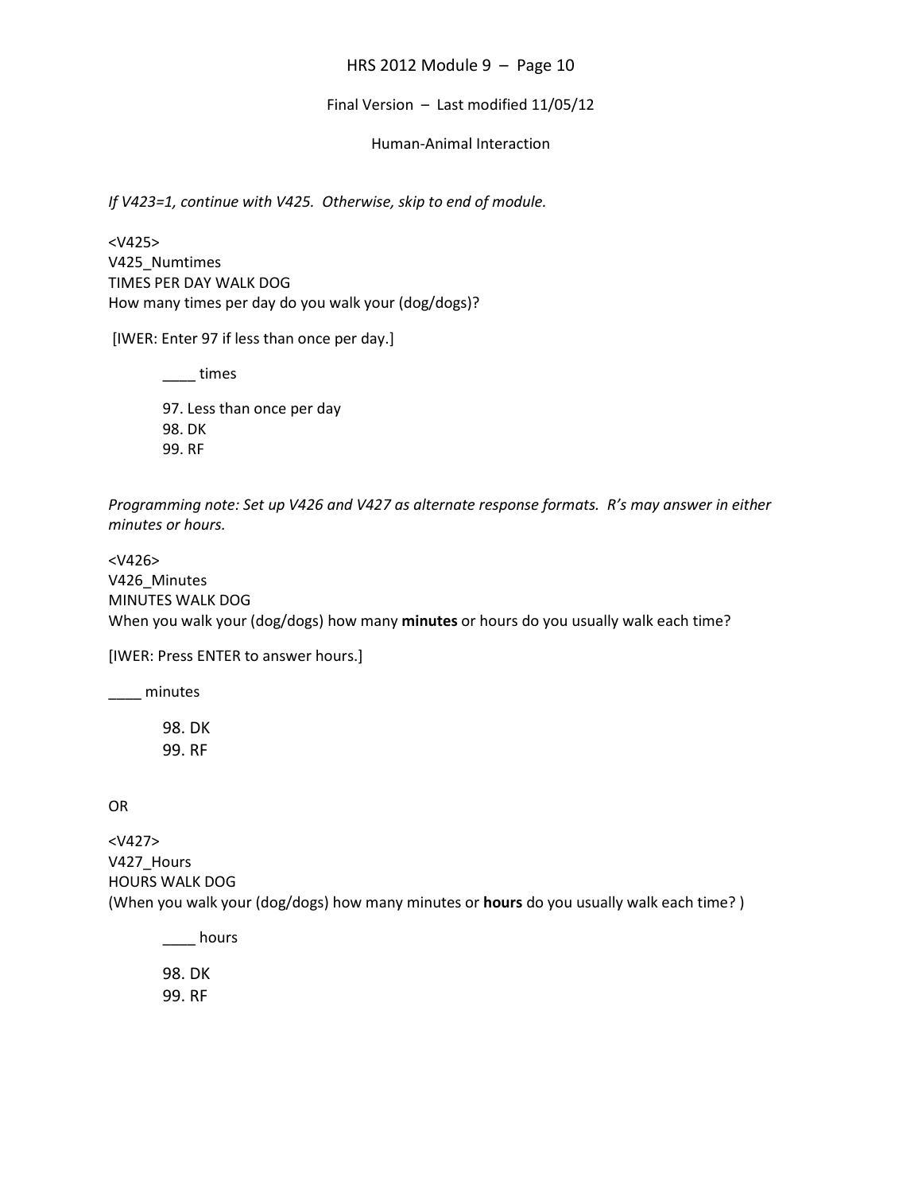*If V423=1, continue with V425. Otherwise, skip to end of module.*

<V425>
V425_Numtimes
TIMES PER DAY WALK DOG
How many times per day do you walk your (dog/dogs)?

[IWER: Enter 97 if less than once per day.]

____ times

97. Less than once per day
98. DK
99. RF

*Programming note: Set up V426 and V427 as alternate response formats. R's may answer in either minutes or hours.*

<V426>
V426_Minutes
MINUTES WALK DOG
When you walk your (dog/dogs) how many **minutes** or hours do you usually walk each time?

[IWER: Press ENTER to answer hours.]

____ minutes

98. DK
99. RF

OR

<V427>
V427_Hours
HOURS WALK DOG
(When you walk your (dog/dogs) how many minutes or **hours** do you usually walk each time? )

____ hours

98. DK
99. RF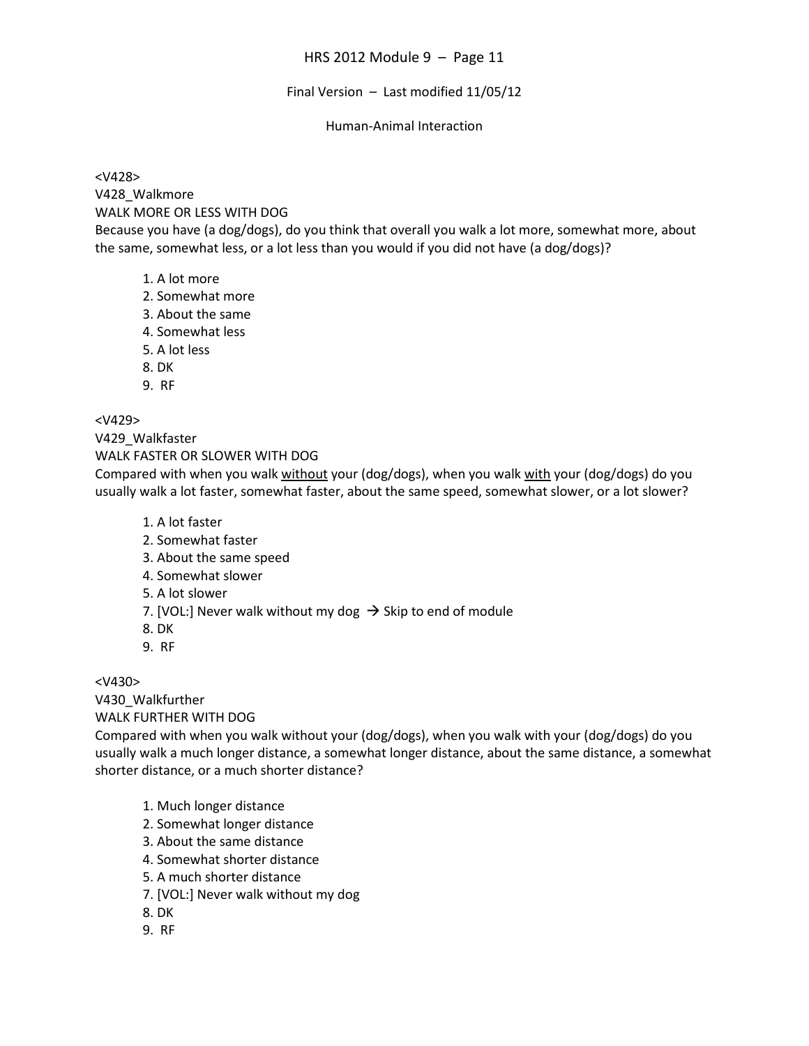<V428>
V428_Walkmore
WALK MORE OR LESS WITH DOG
Because you have (a dog/dogs), do you think that overall you walk a lot more, somewhat more, about the same, somewhat less, or a lot less than you would if you did not have (a dog/dogs)?

1. A lot more
2. Somewhat more
3. About the same
4. Somewhat less
5. A lot less
8. DK
9. RF

<V429>
V429_Walkfaster
WALK FASTER OR SLOWER WITH DOG
Compared with when you walk <u>without</u> your (dog/dogs), when you walk <u>with</u> your (dog/dogs) do you usually walk a lot faster, somewhat faster, about the same speed, somewhat slower, or a lot slower?

1. A lot faster
2. Somewhat faster
3. About the same speed
4. Somewhat slower
5. A lot slower
7. [VOL:] Never walk without my dog → Skip to end of module
8. DK
9. RF

<V430>
V430_Walkfurther
WALK FURTHER WITH DOG
Compared with when you walk without your (dog/dogs), when you walk with your (dog/dogs) do you usually walk a much longer distance, a somewhat longer distance, about the same distance, a somewhat shorter distance, or a much shorter distance?

1. Much longer distance
2. Somewhat longer distance
3. About the same distance
4. Somewhat shorter distance
5. A much shorter distance
7. [VOL:] Never walk without my dog
8. DK
9. RF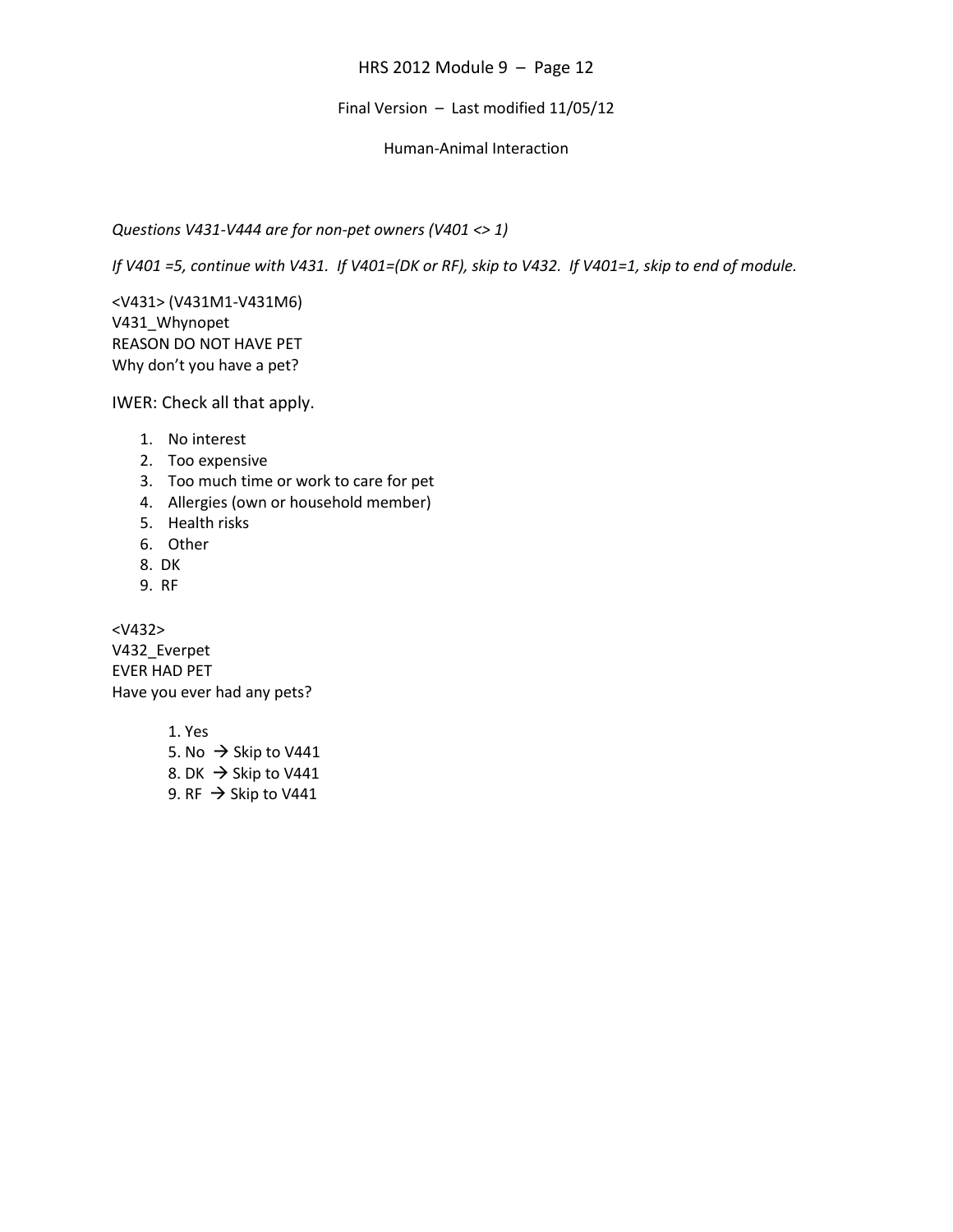*Questions V431-V444 are for non-pet owners (V401 <> 1)*

*If V401 =5, continue with V431.  If V401=(DK or RF), skip to V432.  If V401=1, skip to end of module.*

<V431> (V431M1-V431M6)
V431_Whynopet
REASON DO NOT HAVE PET
Why don't you have a pet?

IWER: Check all that apply.

1. No interest
2. Too expensive
3. Too much time or work to care for pet
4. Allergies (own or household member)
5. Health risks
6. Other

8. DK
9. RF

<V432>
V432_Everpet
EVER HAD PET
Have you ever had any pets?

1. Yes
5. No → Skip to V441
8. DK → Skip to V441
9. RF → Skip to V441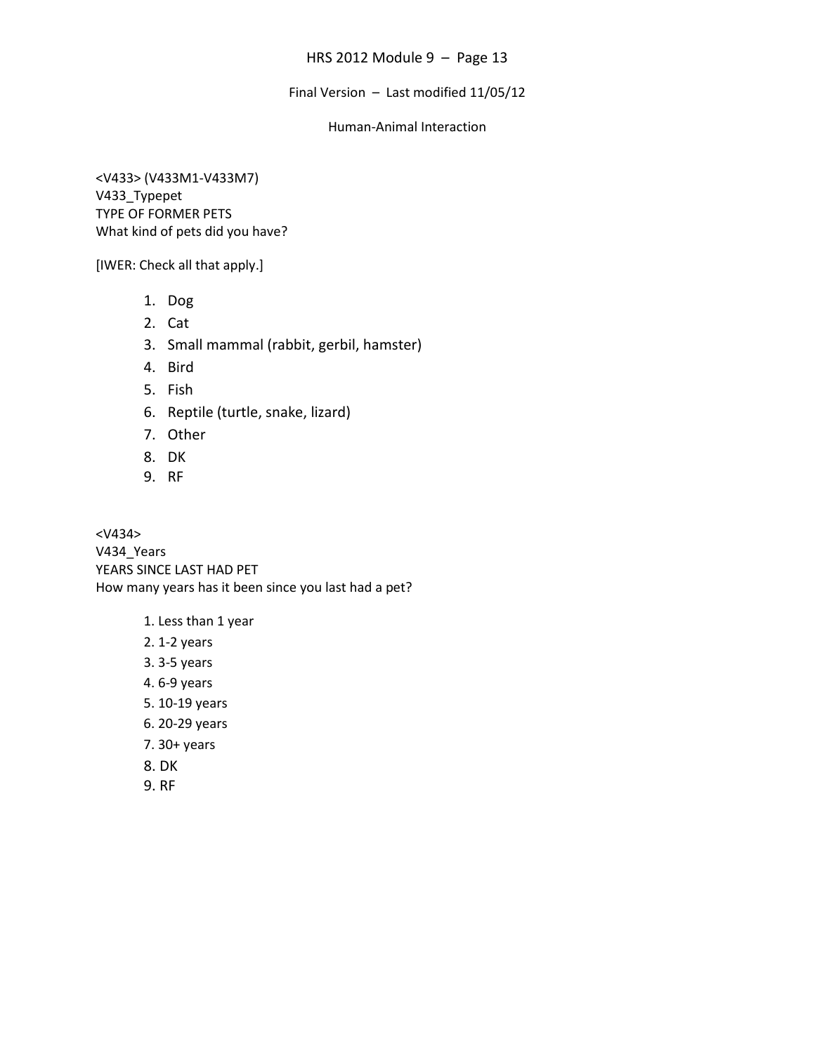<V433> (V433M1-V433M7)
V433_Typepet
TYPE OF FORMER PETS
What kind of pets did you have?

[IWER: Check all that apply.]

1. Dog
2. Cat
3. Small mammal (rabbit, gerbil, hamster)
4. Bird
5. Fish
6. Reptile (turtle, snake, lizard)
7. Other
8. DK
9. RF

<V434>
V434_Years
YEARS SINCE LAST HAD PET
How many years has it been since you last had a pet?

1. Less than 1 year
2. 1-2 years
3. 3-5 years
4. 6-9 years
5. 10-19 years
6. 20-29 years
7. 30+ years
8. DK
9. RF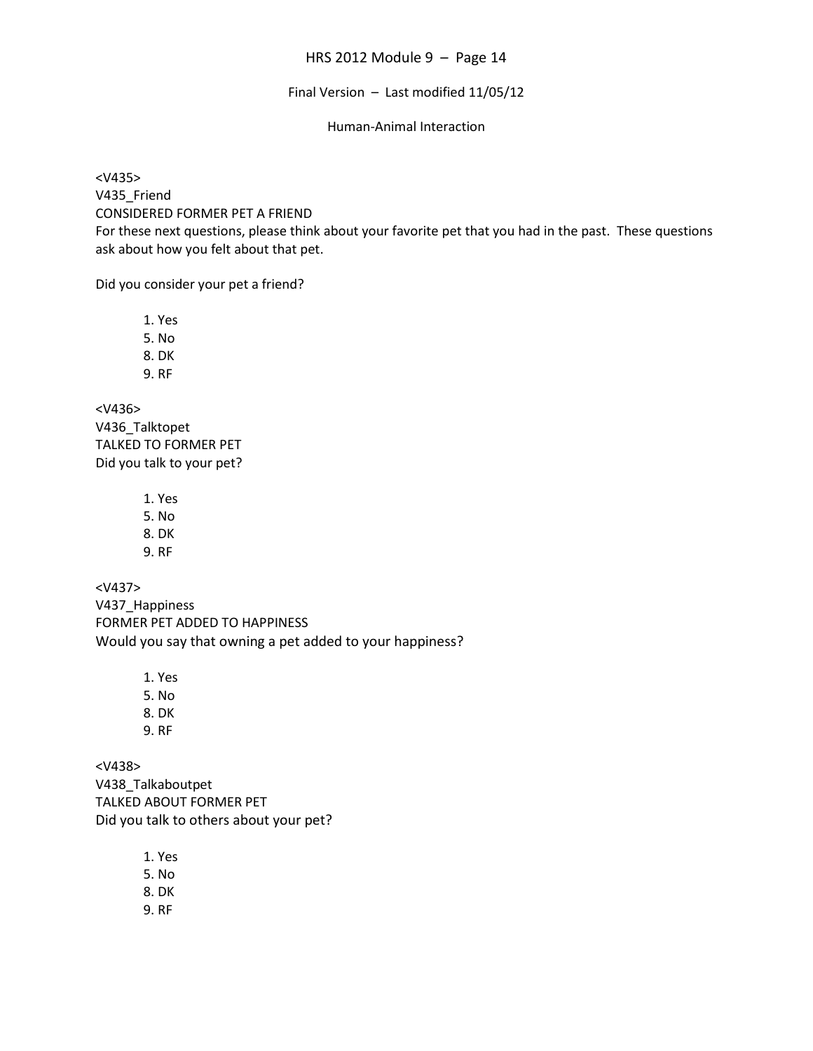<V435>
V435_Friend
CONSIDERED FORMER PET A FRIEND
For these next questions, please think about your favorite pet that you had in the past. These questions ask about how you felt about that pet.

Did you consider your pet a friend?

1. Yes
5. No
8. DK
9. RF

<V436>
V436_Talktopet
TALKED TO FORMER PET
Did you talk to your pet?

1. Yes
5. No
8. DK
9. RF

<V437>
V437_Happiness
FORMER PET ADDED TO HAPPINESS
Would you say that owning a pet added to your happiness?

1. Yes
5. No
8. DK
9. RF

<V438>
V438_Talkaboutpet
TALKED ABOUT FORMER PET
Did you talk to others about your pet?

1. Yes
5. No
8. DK
9. RF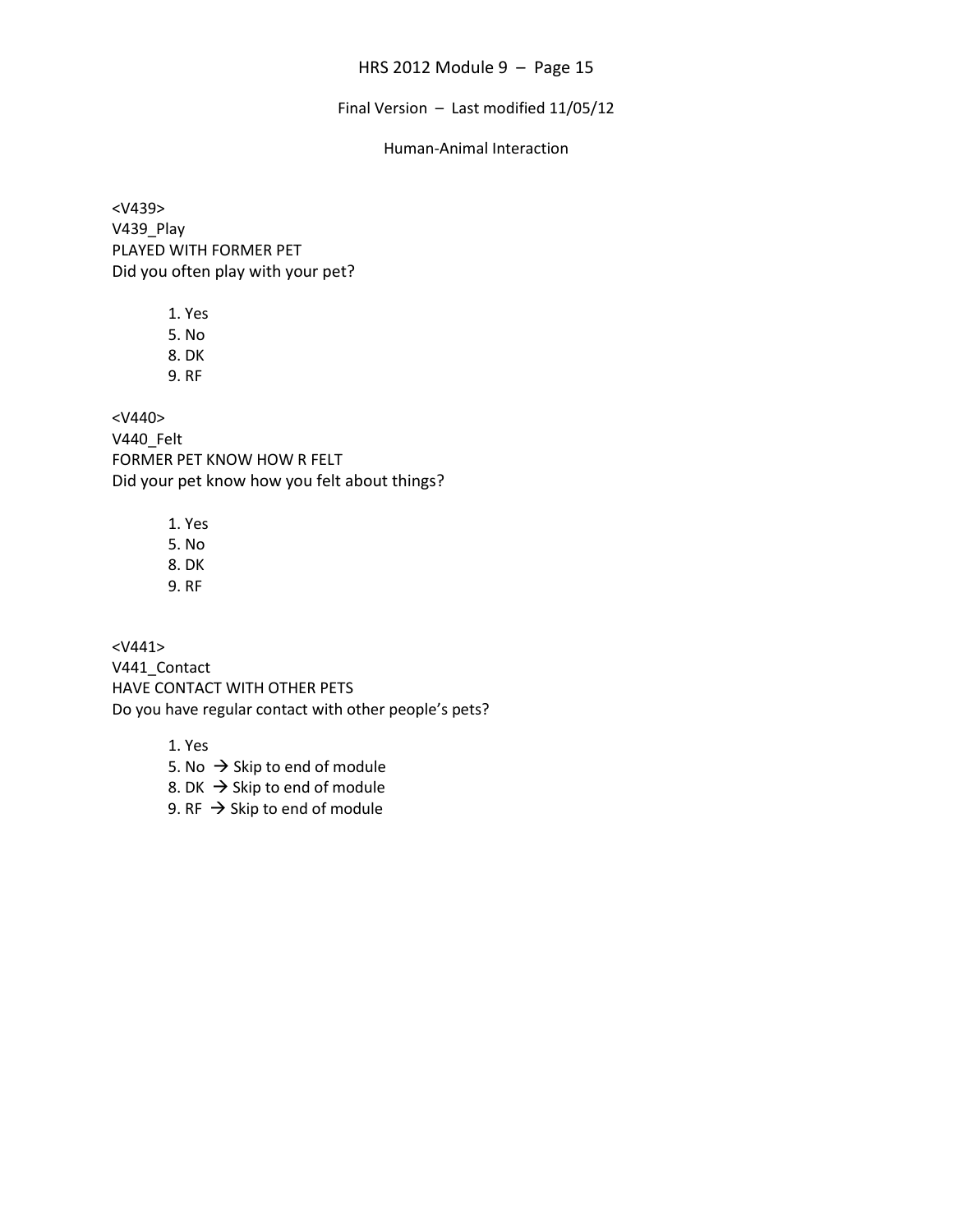<V439>
V439_Play
PLAYED WITH FORMER PET
Did you often play with your pet?

1. Yes
5. No
8. DK
9. RF

<V440>
V440_Felt
FORMER PET KNOW HOW R FELT
Did your pet know how you felt about things?

1. Yes
5. No
8. DK
9. RF

<V441>
V441_Contact
HAVE CONTACT WITH OTHER PETS
Do you have regular contact with other people's pets?

1. Yes
5. No → Skip to end of module
8. DK → Skip to end of module
9. RF → Skip to end of module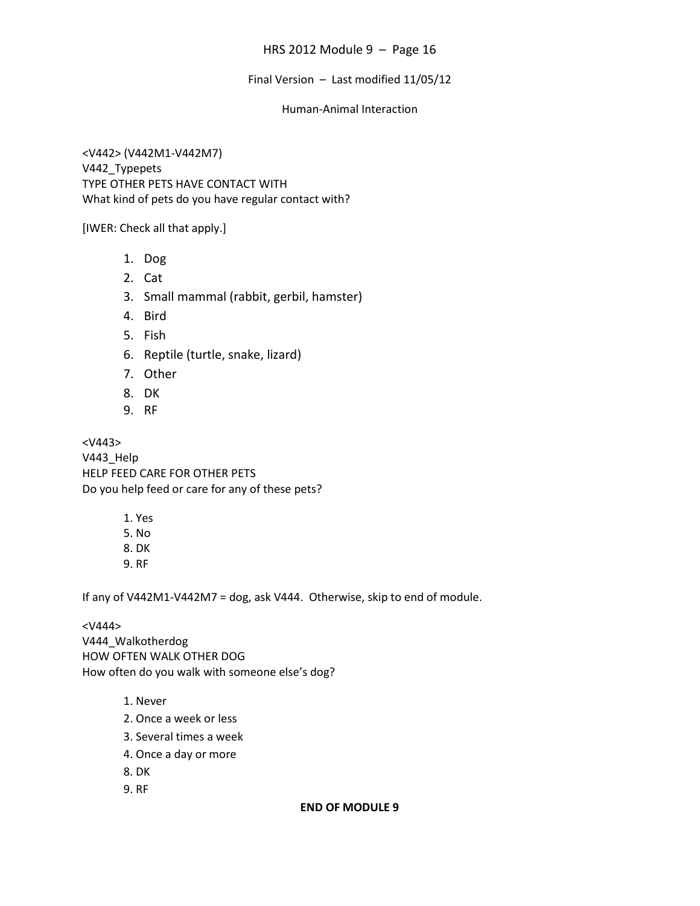<V442> (V442M1-V442M7)
V442_Typepets
TYPE OTHER PETS HAVE CONTACT WITH
What kind of pets do you have regular contact with?

[IWER: Check all that apply.]

1. Dog
2. Cat
3. Small mammal (rabbit, gerbil, hamster)
4. Bird
5. Fish
6. Reptile (turtle, snake, lizard)
7. Other
8. DK
9. RF

<V443>
V443_Help
HELP FEED CARE FOR OTHER PETS
Do you help feed or care for any of these pets?

1. Yes
5. No
8. DK
9. RF

If any of V442M1-V442M7 = dog, ask V444. Otherwise, skip to end of module.

<V444>
V444_Walkotherdog
HOW OFTEN WALK OTHER DOG
How often do you walk with someone else's dog?

1. Never
2. Once a week or less
3. Several times a week
4. Once a day or more
8. DK
9. RF

**END OF MODULE 9**